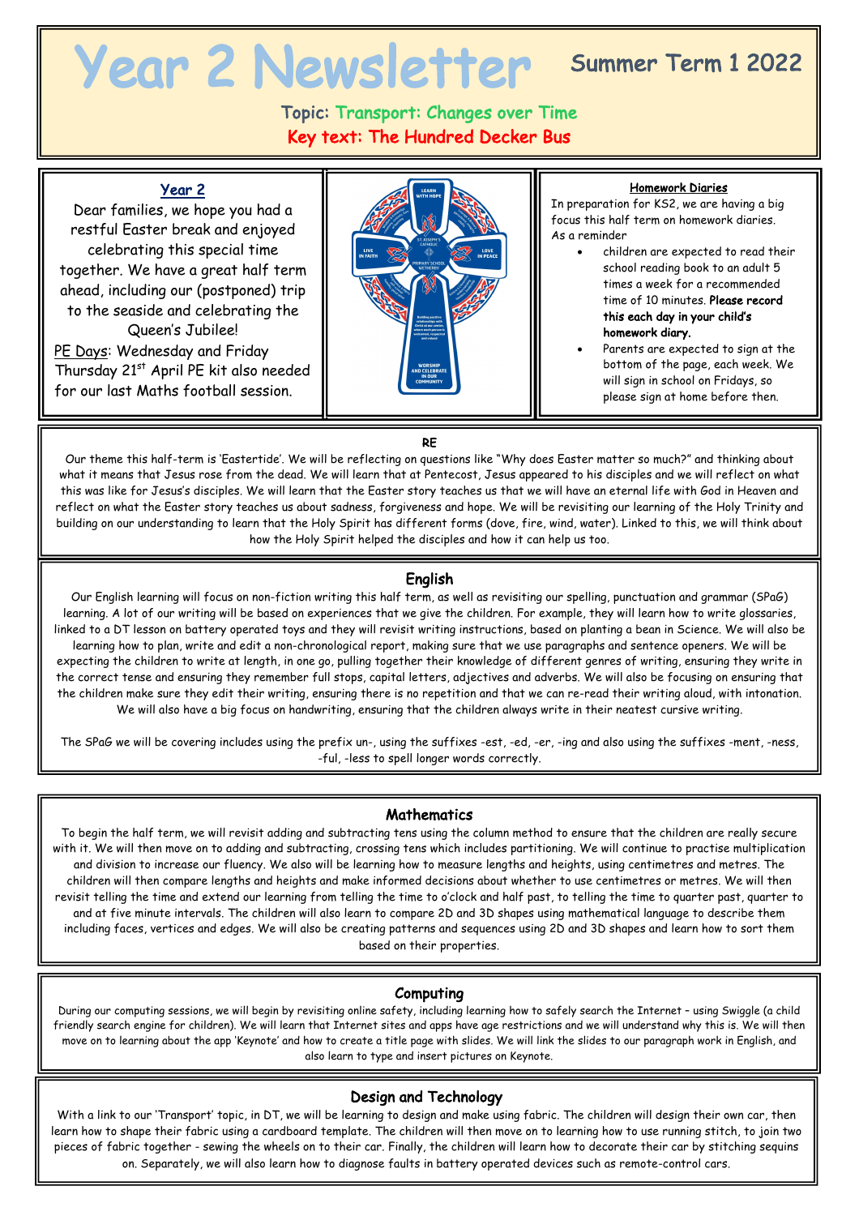# Year 2 Newsletter

## Summer Term 1 2022

**Topic: Transport: Changes over Time**

**Key text: The Hundred Decker Bus**

### Year 2

Dear families, we hope you had a restful Easter break and enjoyed celebrating this special time together. We have a great half term ahead, including our (postponed) trip to the seaside and celebrating the Queen's Jubilee!

PE Days: Wednesday and Friday

Thursday 21st April PE kit also needed for our last Maths football session.

### Homework Diaries

In preparation for KS2, we are having a big focus this half term on homework diaries.

As a reminder

- children are expected to read their school reading book to an adult 5 times a week for a recommended time of 10 minutes. **Please record this each day in your child's homework diary.**
- Parents are expected to sign at the bottom of the page, each week. We will sign in school on Fridays, so please sign at home before then.

### RE

Our theme this half-term is 'Eastertide'. We will be reflecting on questions like "Why does Easter matter so much?" and thinking about what it means that Jesus rose from the dead. We will learn that at Pentecost, Jesus appeared to his disciples and we will reflect on what this was like for Jesus's disciples. We will learn that the Easter story teaches us that we will have an eternal life with God in Heaven and reflect on what the Easter story teaches us about sadness, forgiveness and hope. We will be revisiting our learning of the Holy Trinity and building on our understanding to learn that the Holy Spirit has different forms (dove, fire, wind, water). Linked to this, we will think about how the Holy Spirit helped the disciples and how it can help us too.

### English

Our English learning will focus on non-fiction writing this half term, as well as revisiting our spelling, punctuation and grammar (SPaG) learning. A lot of our writing will be based on experiences that we give the children. For example, they will learn how to write glossaries, linked to a DT lesson on battery operated toys and they will revisit writing instructions, based on planting a bean in Science. We will also be learning how to plan, write and edit a non-chronological report, making sure that we use paragraphs and sentence openers. We will be expecting the children to write at length, in one go, pulling together their knowledge of different genres of writing, ensuring they write in the correct tense and ensuring they remember full stops, capital letters, adjectives and adverbs. We will also be focusing on ensuring that the children make sure they edit their writing, ensuring there is no repetition and that we can re-read their writing aloud, with intonation. We will also have a big focus on handwriting, ensuring that the children always write in their neatest cursive writing.

The SPaG we will be covering includes using the prefix un-, using the suffixes -est, -ed, -er, -ing and also using the suffixes -ment, -ness, -ful, -less to spell longer words correctly.

### Mathematics

To begin the half term, we will revisit adding and subtracting tens using the column method to ensure that the children are really secure with it. We will then move on to adding and subtracting, crossing tens which includes partitioning. We will continue to practise multiplication and division to increase our fluency. We also will be learning how to measure lengths and heights, using centimetres and metres. The children will then compare lengths and heights and make informed decisions about whether to use centimetres or metres. We will then revisit telling the time and extend our learning from telling the time to o'clock and half past, to telling the time to quarter past, quarter to and at five minute intervals. The children will also learn to compare 2D and 3D shapes using mathematical language to describe them including faces, vertices and edges. We will also be creating patterns and sequences using 2D and 3D shapes and learn how to sort them based on their properties.

### Computing

During our computing sessions, we will begin by revisiting online safety, including learning how to safely search the Internet – using Swiggle (a child friendly search engine for children). We will learn that Internet sites and apps have age restrictions and we will understand why this is. We will then move on to learning about the app 'Keynote' and how to create a title page with slides. We will link the slides to our paragraph work in English, and also learn to type and insert pictures on Keynote.

### Design and Technology

With a link to our 'Transport' topic, in DT, we will be learning to design and make using fabric. The children will design their own car, then learn how to shape their fabric using a cardboard template. The children will then move on to learning how to use running stitch, to join two pieces of fabric together - sewing the wheels on to their car. Finally, the children will learn how to decorate their car by stitching sequins on. Separately, we will also learn how to diagnose faults in battery operated devices such as remote-control cars.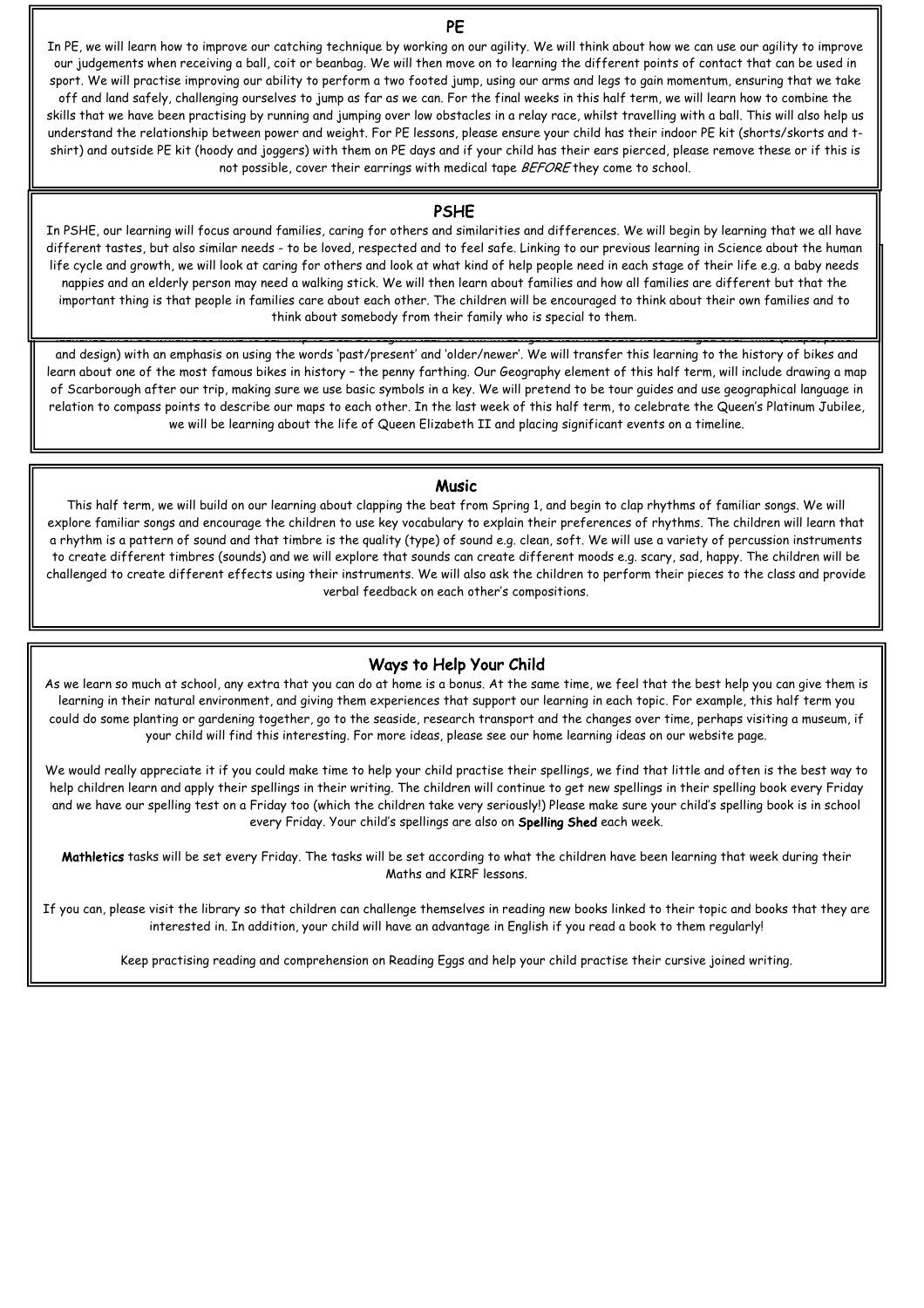## PE

In PE, we will learn how to improve our catching technique by working on our agility. We will think about how we can use our agility to improve our judgements when receiving a ball, coit or beanbag. We will then move on to learning the different points of contact that can be used in sport. We will practise improving our ability to perform a two footed jump, using our arms and legs to gain momentum, ensuring that we take off and land safely, challenging ourselves to jump as far as we can. For the final weeks in this half term, we will learn how to combine the skills that we have been practising by running and jumping over low obstacles in a relay race, whilst travelling with a ball. This will also help us understand the relationship between power and weight. For PE lessons, please ensure your child has their indoor PE kit (shorts/skorts and t-shirt) and outside PE kit (hoody and joggers) with them on PE days and if your child has their ears pierced, please remove these or if this is not possible, cover their earrings with medical tape *BEFORE* they come to school.

## PSHE

In PSHE, our learning will focus around families, caring for others and similarities and differences. We will begin by learning that we all have different tastes, but also similar needs - to be loved, respected and to feel safe. Linking to our previous learning in Science about the human life cycle and growth, we will look at caring for others and look at what kind of help people need in each stage of their life e.g. a baby needs nappies and an elderly person may need a walking stick. We will then learn about families and how all families are different but that the important thing is that people in families care about each other. The children will be encouraged to think about their own families and to think about somebody from their family who is special to them.

and design) with an emphasis on using the words 'past/present' and 'older/newer'. We will transfer this learning to the history of bikes and learn about one of the most famous bikes in history – the penny farthing. Our Geography element of this half term, will include drawing a map of Scarborough after our trip, making sure we use basic symbols in a key. We will pretend to be tour guides and use geographical language in relation to compass points to describe our maps to each other. In the last week of this half term, to celebrate the Queen's Platinum Jubilee, we will be learning about the life of Queen Elizabeth II and placing significant events on a timeline.

## Music

This half term, we will build on our learning about clapping the beat from Spring 1, and begin to clap rhythms of familiar songs. We will explore familiar songs and encourage the children to use key vocabulary to explain their preferences of rhythms. The children will learn that a rhythm is a pattern of sound and that timbre is the quality (type) of sound e.g. clean, soft. We will use a variety of percussion instruments to create different timbres (sounds) and we will explore that sounds can create different moods e.g. scary, sad, happy. The children will be challenged to create different effects using their instruments. We will also ask the children to perform their pieces to the class and provide verbal feedback on each other's compositions.

## Ways to Help Your Child

As we learn so much at school, any extra that you can do at home is a bonus. At the same time, we feel that the best help you can give them is learning in their natural environment, and giving them experiences that support our learning in each topic. For example, this half term you could do some planting or gardening together, go to the seaside, research transport and the changes over time, perhaps visiting a museum, if your child will find this interesting. For more ideas, please see our home learning ideas on our website page.

We would really appreciate it if you could make time to help your child practise their spellings, we find that little and often is the best way to help children learn and apply their spellings in their writing. The children will continue to get new spellings in their spelling book every Friday and we have our spelling test on a Friday too (which the children take very seriously!) Please make sure your child's spelling book is in school every Friday. Your child's spellings are also on **Spelling Shed** each week.

**Mathletics** tasks will be set every Friday. The tasks will be set according to what the children have been learning that week during their Maths and KIRF lessons.

If you can, please visit the library so that children can challenge themselves in reading new books linked to their topic and books that they are interested in. In addition, your child will have an advantage in English if you read a book to them regularly!

Keep practising reading and comprehension on Reading Eggs and help your child practise their cursive joined writing.